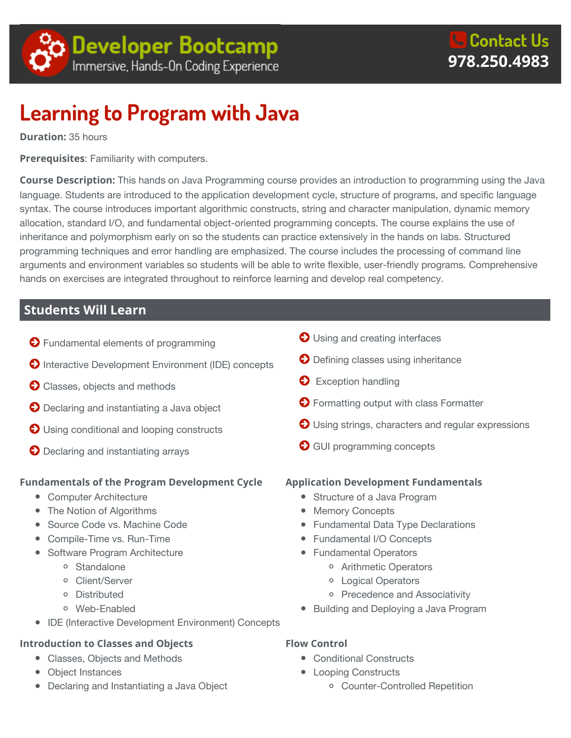Developer Bootcamp

Immersive, Hands-On Coding Experience

Contact Us

978.250.4983

# Learning to Program with Java

**Duration:** 35 hours

**Prerequisites**: Familiarity with computers.

**Course Description:** This hands on Java Programming course provides an introduction to programming using the Java language. Students are introduced to the application development cycle, structure of programs, and specific language syntax. The course introduces important algorithmic constructs, string and character manipulation, dynamic memory allocation, standard I/O, and fundamental object-oriented programming concepts. The course explains the use of inheritance and polymorphism early on so the students can practice extensively in the hands on labs. Structured programming techniques and error handling are emphasized. The course includes the processing of command line arguments and environment variables so students will be able to write flexible, user-friendly programs. Comprehensive hands on exercises are integrated throughout to reinforce learning and develop real competency.

## Students Will Learn

- Fundamental elements of programming
- Interactive Development Environment (IDE) concepts
- Classes, objects and methods
- Declaring and instantiating a Java object
- Using conditional and looping constructs
- Declaring and instantiating arrays
- Using and creating interfaces
- Defining classes using inheritance
- Exception handling
- Formatting output with class Formatter
- Using strings, characters and regular expressions
- GUI programming concepts

### Fundamentals of the Program Development Cycle

- Computer Architecture
- The Notion of Algorithms
- Source Code vs. Machine Code
- Compile-Time vs. Run-Time
- Software Program Architecture
  - Standalone
  - Client/Server
  - Distributed
  - Web-Enabled
- IDE (Interactive Development Environment) Concepts

### Introduction to Classes and Objects

- Classes, Objects and Methods
- Object Instances
- Declaring and Instantiating a Java Object

### Application Development Fundamentals

- Structure of a Java Program
- Memory Concepts
- Fundamental Data Type Declarations
- Fundamental I/O Concepts
- Fundamental Operators
  - Arithmetic Operators
  - Logical Operators
  - Precedence and Associativity
- Building and Deploying a Java Program

### Flow Control

- Conditional Constructs
- Looping Constructs
  - Counter-Controlled Repetition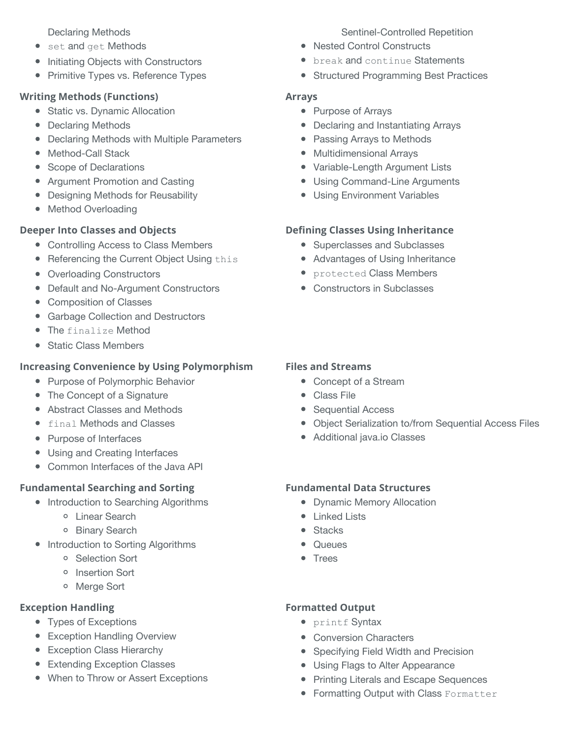Declaring Methods

- `set` and `get` Methods
- Initiating Objects with Constructors
- Primitive Types vs. Reference Types

**Writing Methods (Functions)**

- Static vs. Dynamic Allocation
- Declaring Methods
- Declaring Methods with Multiple Parameters
- Method-Call Stack
- Scope of Declarations
- Argument Promotion and Casting
- Designing Methods for Reusability
- Method Overloading

**Deeper Into Classes and Objects**

- Controlling Access to Class Members
- Referencing the Current Object Using `this`
- Overloading Constructors
- Default and No-Argument Constructors
- Composition of Classes
- Garbage Collection and Destructors
- The `finalize` Method
- Static Class Members

**Increasing Convenience by Using Polymorphism**

- Purpose of Polymorphic Behavior
- The Concept of a Signature
- Abstract Classes and Methods
- `final` Methods and Classes
- Purpose of Interfaces
- Using and Creating Interfaces
- Common Interfaces of the Java API

**Fundamental Searching and Sorting**

- Introduction to Searching Algorithms
  - Linear Search
  - Binary Search
- Introduction to Sorting Algorithms
  - Selection Sort
  - Insertion Sort
  - Merge Sort

**Exception Handling**

- Types of Exceptions
- Exception Handling Overview
- Exception Class Hierarchy
- Extending Exception Classes
- When to Throw or Assert Exceptions

Sentinel-Controlled Repetition

- Nested Control Constructs
- `break` and `continue` Statements
- Structured Programming Best Practices

**Arrays**

- Purpose of Arrays
- Declaring and Instantiating Arrays
- Passing Arrays to Methods
- Multidimensional Arrays
- Variable-Length Argument Lists
- Using Command-Line Arguments
- Using Environment Variables

**Defining Classes Using Inheritance**

- Superclasses and Subclasses
- Advantages of Using Inheritance
- `protected` Class Members
- Constructors in Subclasses

**Files and Streams**

- Concept of a Stream
- Class File
- Sequential Access
- Object Serialization to/from Sequential Access Files
- Additional java.io Classes

**Fundamental Data Structures**

- Dynamic Memory Allocation
- Linked Lists
- Stacks
- Queues
- Trees

**Formatted Output**

- `printf` Syntax
- Conversion Characters
- Specifying Field Width and Precision
- Using Flags to Alter Appearance
- Printing Literals and Escape Sequences
- Formatting Output with Class `Formatter`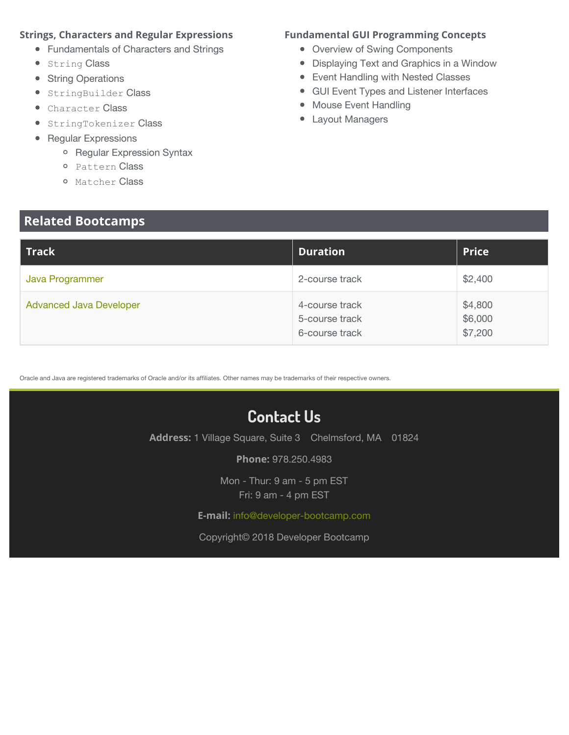### Strings, Characters and Regular Expressions

- Fundamentals of Characters and Strings
- `String` Class
- String Operations
- `StringBuilder` Class
- `Character` Class
- `StringTokenizer` Class
- Regular Expressions
  - Regular Expression Syntax
  - `Pattern` Class
  - `Matcher` Class

### Fundamental GUI Programming Concepts

- Overview of Swing Components
- Displaying Text and Graphics in a Window
- Event Handling with Nested Classes
- GUI Event Types and Listener Interfaces
- Mouse Event Handling
- Layout Managers

## Related Bootcamps

| Track | Duration | Price |
|---|---|---|
| Java Programmer | 2-course track | $2,400 |
| Advanced Java Developer | 4-course track<br>5-course track<br>6-course track | $4,800<br>$6,000<br>$7,200 |

Oracle and Java are registered trademarks of Oracle and/or its affiliates. Other names may be trademarks of their respective owners.

## Contact Us

**Address:** 1 Village Square, Suite 3 Chelmsford, MA 01824

**Phone:** 978.250.4983

Mon - Thur: 9 am - 5 pm EST
Fri: 9 am - 4 pm EST

**E-mail:** info@developer-bootcamp.com

Copyright© 2018 Developer Bootcamp